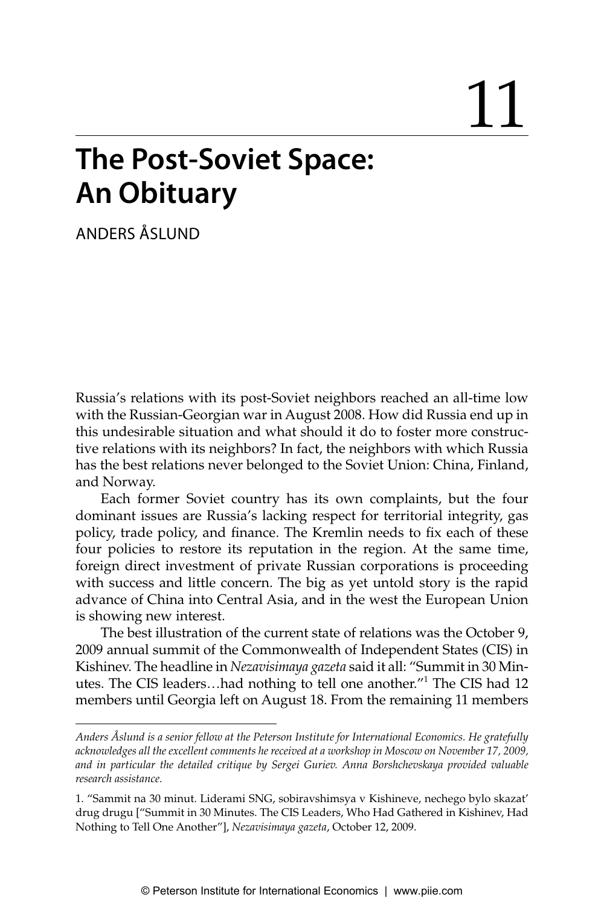# 11

# The Post-Soviet Space: An Obituary

ANDERS ÅSLUND

Russia's relations with its post-Soviet neighbors reached an all-time low with the Russian-Georgian war in August 2008. How did Russia end up in this undesirable situation and what should it do to foster more constructive relations with its neighbors? In fact, the neighbors with which Russia has the best relations never belonged to the Soviet Union: China, Finland, and Norway.

Each former Soviet country has its own complaints, but the four dominant issues are Russia's lacking respect for territorial integrity, gas policy, trade policy, and finance. The Kremlin needs to fix each of these four policies to restore its reputation in the region. At the same time, foreign direct investment of private Russian corporations is proceeding with success and little concern. The big as yet untold story is the rapid advance of China into Central Asia, and in the west the European Union is showing new interest.

The best illustration of the current state of relations was the October 9, 2009 annual summit of the Commonwealth of Independent States (CIS) in Kishinev. The headline in *Nezavisimaya gazeta* said it all: "Summit in 30 Minutes. The CIS leaders…had nothing to tell one another."[1] The CIS had 12 members until Georgia left on August 18. From the remaining 11 members

---

*Anders Åslund is a senior fellow at the Peterson Institute for International Economics. He gratefully acknowledges all the excellent comments he received at a workshop in Moscow on November 17, 2009, and in particular the detailed critique by Sergei Guriev. Anna Borshchevskaya provided valuable research assistance.*

1. "Sammit na 30 minut. Liderami SNG, sobiravshimsya v Kishineve, nechego bylo skazat' drug drugu ["Summit in 30 Minutes. The CIS Leaders, Who Had Gathered in Kishinev, Had Nothing to Tell One Another"], *Nezavisimaya gazeta*, October 12, 2009.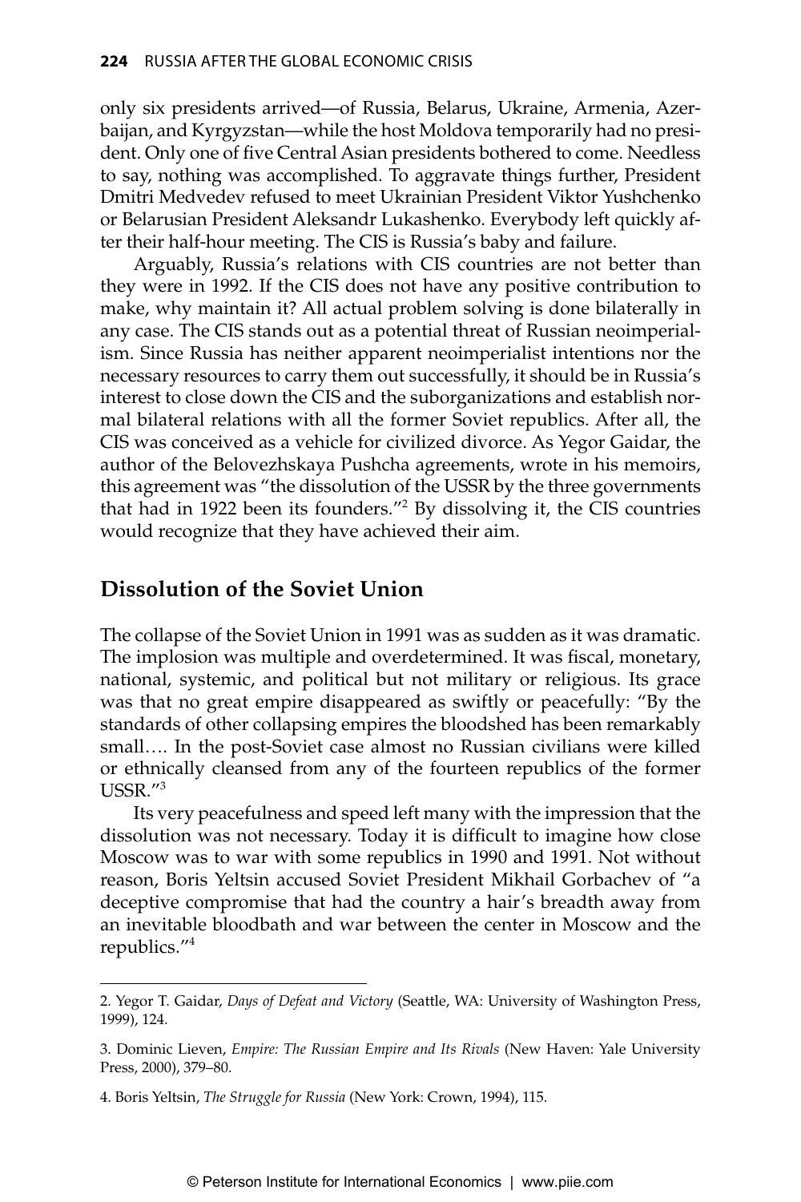only six presidents arrived—of Russia, Belarus, Ukraine, Armenia, Azerbaijan, and Kyrgyzstan—while the host Moldova temporarily had no president. Only one of five Central Asian presidents bothered to come. Needless to say, nothing was accomplished. To aggravate things further, President Dmitri Medvedev refused to meet Ukrainian President Viktor Yushchenko or Belarusian President Aleksandr Lukashenko. Everybody left quickly after their half-hour meeting. The CIS is Russia's baby and failure.

Arguably, Russia's relations with CIS countries are not better than they were in 1992. If the CIS does not have any positive contribution to make, why maintain it? All actual problem solving is done bilaterally in any case. The CIS stands out as a potential threat of Russian neoimperialism. Since Russia has neither apparent neoimperialist intentions nor the necessary resources to carry them out successfully, it should be in Russia's interest to close down the CIS and the suborganizations and establish normal bilateral relations with all the former Soviet republics. After all, the CIS was conceived as a vehicle for civilized divorce. As Yegor Gaidar, the author of the Belovezhskaya Pushcha agreements, wrote in his memoirs, this agreement was "the dissolution of the USSR by the three governments that had in 1922 been its founders."[2] By dissolving it, the CIS countries would recognize that they have achieved their aim.

## Dissolution of the Soviet Union

The collapse of the Soviet Union in 1991 was as sudden as it was dramatic. The implosion was multiple and overdetermined. It was fiscal, monetary, national, systemic, and political but not military or religious. Its grace was that no great empire disappeared as swiftly or peacefully: "By the standards of other collapsing empires the bloodshed has been remarkably small…. In the post-Soviet case almost no Russian civilians were killed or ethnically cleansed from any of the fourteen republics of the former USSR."[3]

Its very peacefulness and speed left many with the impression that the dissolution was not necessary. Today it is difficult to imagine how close Moscow was to war with some republics in 1990 and 1991. Not without reason, Boris Yeltsin accused Soviet President Mikhail Gorbachev of "a deceptive compromise that had the country a hair's breadth away from an inevitable bloodbath and war between the center in Moscow and the republics."[4]

---

2. Yegor T. Gaidar, *Days of Defeat and Victory* (Seattle, WA: University of Washington Press, 1999), 124.

3. Dominic Lieven, *Empire: The Russian Empire and Its Rivals* (New Haven: Yale University Press, 2000), 379–80.

4. Boris Yeltsin, *The Struggle for Russia* (New York: Crown, 1994), 115.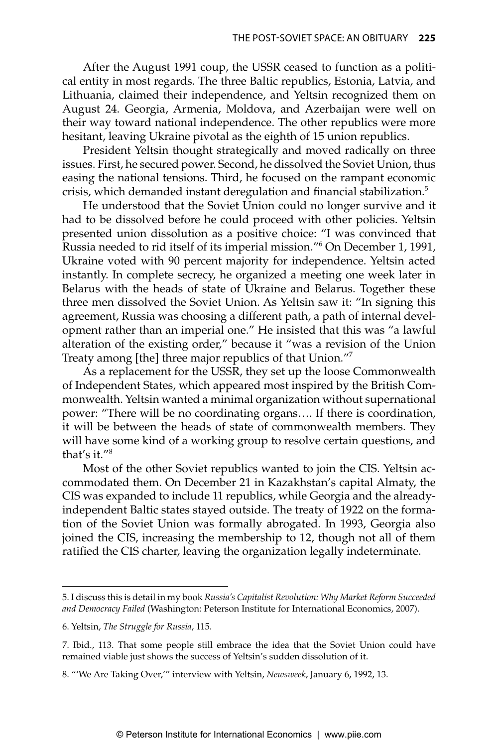After the August 1991 coup, the USSR ceased to function as a political entity in most regards. The three Baltic republics, Estonia, Latvia, and Lithuania, claimed their independence, and Yeltsin recognized them on August 24. Georgia, Armenia, Moldova, and Azerbaijan were well on their way toward national independence. The other republics were more hesitant, leaving Ukraine pivotal as the eighth of 15 union republics.

President Yeltsin thought strategically and moved radically on three issues. First, he secured power. Second, he dissolved the Soviet Union, thus easing the national tensions. Third, he focused on the rampant economic crisis, which demanded instant deregulation and financial stabilization.[5]

He understood that the Soviet Union could no longer survive and it had to be dissolved before he could proceed with other policies. Yeltsin presented union dissolution as a positive choice: "I was convinced that Russia needed to rid itself of its imperial mission."[6] On December 1, 1991, Ukraine voted with 90 percent majority for independence. Yeltsin acted instantly. In complete secrecy, he organized a meeting one week later in Belarus with the heads of state of Ukraine and Belarus. Together these three men dissolved the Soviet Union. As Yeltsin saw it: "In signing this agreement, Russia was choosing a different path, a path of internal development rather than an imperial one." He insisted that this was "a lawful alteration of the existing order," because it "was a revision of the Union Treaty among [the] three major republics of that Union."[7]

As a replacement for the USSR, they set up the loose Commonwealth of Independent States, which appeared most inspired by the British Commonwealth. Yeltsin wanted a minimal organization without supernational power: "There will be no coordinating organs…. If there is coordination, it will be between the heads of state of commonwealth members. They will have some kind of a working group to resolve certain questions, and that's it."[8]

Most of the other Soviet republics wanted to join the CIS. Yeltsin accommodated them. On December 21 in Kazakhstan's capital Almaty, the CIS was expanded to include 11 republics, while Georgia and the already-independent Baltic states stayed outside. The treaty of 1922 on the formation of the Soviet Union was formally abrogated. In 1993, Georgia also joined the CIS, increasing the membership to 12, though not all of them ratified the CIS charter, leaving the organization legally indeterminate.

---

5. I discuss this is detail in my book *Russia's Capitalist Revolution: Why Market Reform Succeeded and Democracy Failed* (Washington: Peterson Institute for International Economics, 2007).

6. Yeltsin, *The Struggle for Russia*, 115.

7. Ibid., 113. That some people still embrace the idea that the Soviet Union could have remained viable just shows the success of Yeltsin's sudden dissolution of it.

8. "'We Are Taking Over,'" interview with Yeltsin, *Newsweek*, January 6, 1992, 13.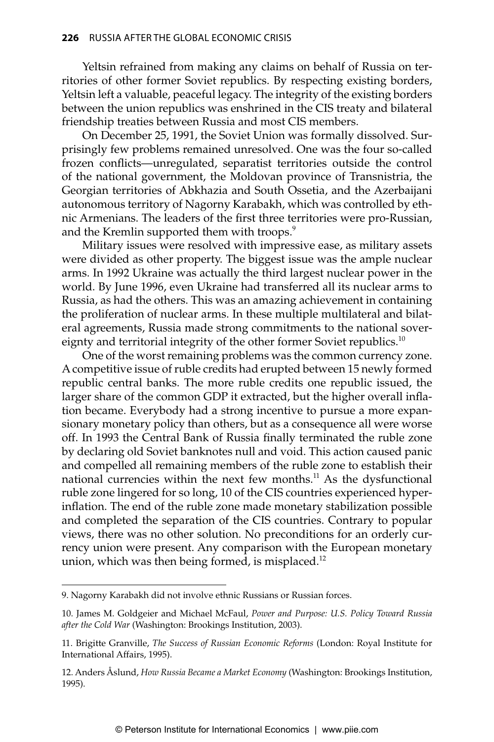Yeltsin refrained from making any claims on behalf of Russia on territories of other former Soviet republics. By respecting existing borders, Yeltsin left a valuable, peaceful legacy. The integrity of the existing borders between the union republics was enshrined in the CIS treaty and bilateral friendship treaties between Russia and most CIS members.

On December 25, 1991, the Soviet Union was formally dissolved. Surprisingly few problems remained unresolved. One was the four so-called frozen conflicts—unregulated, separatist territories outside the control of the national government, the Moldovan province of Transnistria, the Georgian territories of Abkhazia and South Ossetia, and the Azerbaijani autonomous territory of Nagorny Karabakh, which was controlled by ethnic Armenians. The leaders of the first three territories were pro-Russian, and the Kremlin supported them with troops.[9]

Military issues were resolved with impressive ease, as military assets were divided as other property. The biggest issue was the ample nuclear arms. In 1992 Ukraine was actually the third largest nuclear power in the world. By June 1996, even Ukraine had transferred all its nuclear arms to Russia, as had the others. This was an amazing achievement in containing the proliferation of nuclear arms. In these multiple multilateral and bilateral agreements, Russia made strong commitments to the national sovereignty and territorial integrity of the other former Soviet republics.[10]

One of the worst remaining problems was the common currency zone. A competitive issue of ruble credits had erupted between 15 newly formed republic central banks. The more ruble credits one republic issued, the larger share of the common GDP it extracted, but the higher overall inflation became. Everybody had a strong incentive to pursue a more expansionary monetary policy than others, but as a consequence all were worse off. In 1993 the Central Bank of Russia finally terminated the ruble zone by declaring old Soviet banknotes null and void. This action caused panic and compelled all remaining members of the ruble zone to establish their national currencies within the next few months.[11] As the dysfunctional ruble zone lingered for so long, 10 of the CIS countries experienced hyperinflation. The end of the ruble zone made monetary stabilization possible and completed the separation of the CIS countries. Contrary to popular views, there was no other solution. No preconditions for an orderly currency union were present. Any comparison with the European monetary union, which was then being formed, is misplaced.[12]

---

9. Nagorny Karabakh did not involve ethnic Russians or Russian forces.

10. James M. Goldgeier and Michael McFaul, *Power and Purpose: U.S. Policy Toward Russia after the Cold War* (Washington: Brookings Institution, 2003).

11. Brigitte Granville, *The Success of Russian Economic Reforms* (London: Royal Institute for International Affairs, 1995).

12. Anders Åslund, *How Russia Became a Market Economy* (Washington: Brookings Institution, 1995).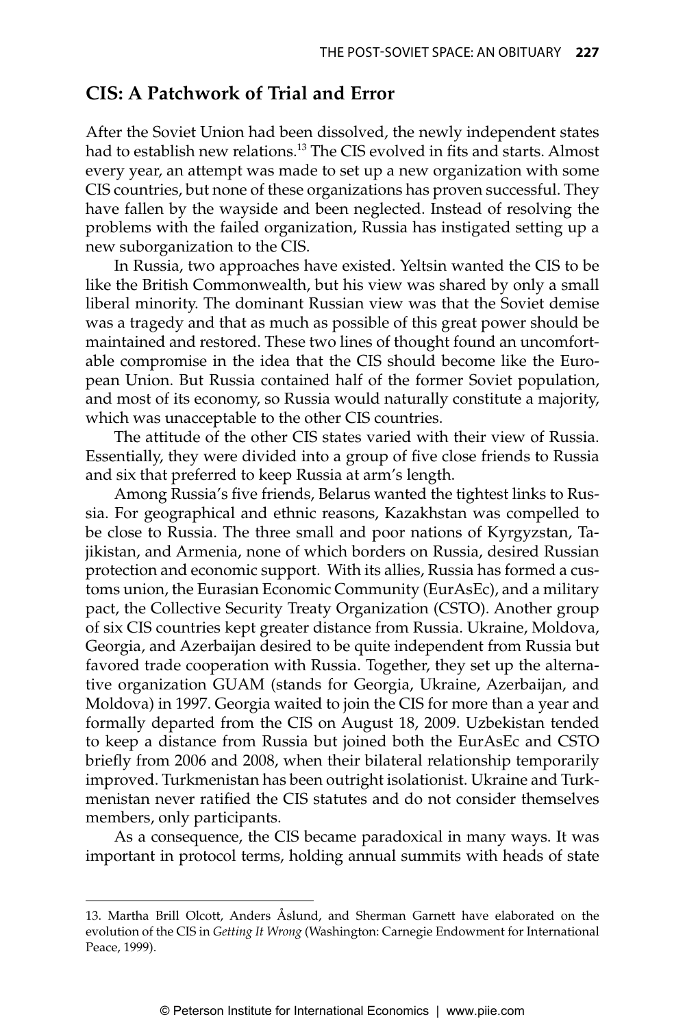## CIS: A Patchwork of Trial and Error

After the Soviet Union had been dissolved, the newly independent states had to establish new relations.[13] The CIS evolved in fits and starts. Almost every year, an attempt was made to set up a new organization with some CIS countries, but none of these organizations has proven successful. They have fallen by the wayside and been neglected. Instead of resolving the problems with the failed organization, Russia has instigated setting up a new suborganization to the CIS.

In Russia, two approaches have existed. Yeltsin wanted the CIS to be like the British Commonwealth, but his view was shared by only a small liberal minority. The dominant Russian view was that the Soviet demise was a tragedy and that as much as possible of this great power should be maintained and restored. These two lines of thought found an uncomfortable compromise in the idea that the CIS should become like the European Union. But Russia contained half of the former Soviet population, and most of its economy, so Russia would naturally constitute a majority, which was unacceptable to the other CIS countries.

The attitude of the other CIS states varied with their view of Russia. Essentially, they were divided into a group of five close friends to Russia and six that preferred to keep Russia at arm's length.

Among Russia's five friends, Belarus wanted the tightest links to Russia. For geographical and ethnic reasons, Kazakhstan was compelled to be close to Russia. The three small and poor nations of Kyrgyzstan, Tajikistan, and Armenia, none of which borders on Russia, desired Russian protection and economic support. With its allies, Russia has formed a customs union, the Eurasian Economic Community (EurAsEc), and a military pact, the Collective Security Treaty Organization (CSTO). Another group of six CIS countries kept greater distance from Russia. Ukraine, Moldova, Georgia, and Azerbaijan desired to be quite independent from Russia but favored trade cooperation with Russia. Together, they set up the alternative organization GUAM (stands for Georgia, Ukraine, Azerbaijan, and Moldova) in 1997. Georgia waited to join the CIS for more than a year and formally departed from the CIS on August 18, 2009. Uzbekistan tended to keep a distance from Russia but joined both the EurAsEc and CSTO briefly from 2006 and 2008, when their bilateral relationship temporarily improved. Turkmenistan has been outright isolationist. Ukraine and Turkmenistan never ratified the CIS statutes and do not consider themselves members, only participants.

As a consequence, the CIS became paradoxical in many ways. It was important in protocol terms, holding annual summits with heads of state

---

13. Martha Brill Olcott, Anders Åslund, and Sherman Garnett have elaborated on the evolution of the CIS in *Getting It Wrong* (Washington: Carnegie Endowment for International Peace, 1999).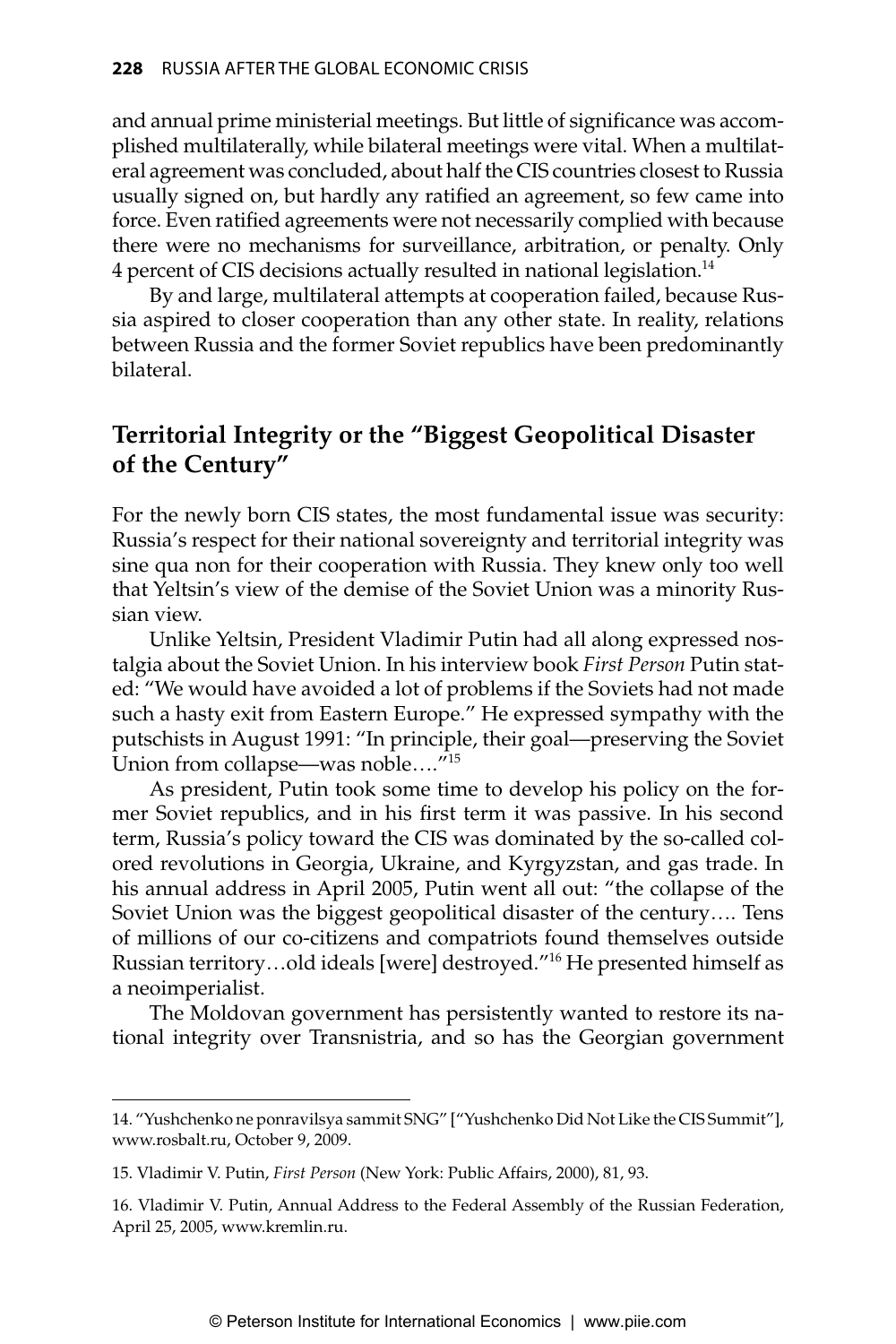and annual prime ministerial meetings. But little of significance was accomplished multilaterally, while bilateral meetings were vital. When a multilateral agreement was concluded, about half the CIS countries closest to Russia usually signed on, but hardly any ratified an agreement, so few came into force. Even ratified agreements were not necessarily complied with because there were no mechanisms for surveillance, arbitration, or penalty. Only 4 percent of CIS decisions actually resulted in national legislation.[14]

By and large, multilateral attempts at cooperation failed, because Russia aspired to closer cooperation than any other state. In reality, relations between Russia and the former Soviet republics have been predominantly bilateral.

## Territorial Integrity or the "Biggest Geopolitical Disaster of the Century"

For the newly born CIS states, the most fundamental issue was security: Russia's respect for their national sovereignty and territorial integrity was sine qua non for their cooperation with Russia. They knew only too well that Yeltsin's view of the demise of the Soviet Union was a minority Russian view.

Unlike Yeltsin, President Vladimir Putin had all along expressed nostalgia about the Soviet Union. In his interview book *First Person* Putin stated: "We would have avoided a lot of problems if the Soviets had not made such a hasty exit from Eastern Europe." He expressed sympathy with the putschists in August 1991: "In principle, their goal—preserving the Soviet Union from collapse—was noble…."[15]

As president, Putin took some time to develop his policy on the former Soviet republics, and in his first term it was passive. In his second term, Russia's policy toward the CIS was dominated by the so-called colored revolutions in Georgia, Ukraine, and Kyrgyzstan, and gas trade. In his annual address in April 2005, Putin went all out: "the collapse of the Soviet Union was the biggest geopolitical disaster of the century…. Tens of millions of our co-citizens and compatriots found themselves outside Russian territory…old ideals [were] destroyed."[16] He presented himself as a neoimperialist.

The Moldovan government has persistently wanted to restore its national integrity over Transnistria, and so has the Georgian government

---

14. "Yushchenko ne ponravilsya sammit SNG" ["Yushchenko Did Not Like the CIS Summit"], www.rosbalt.ru, October 9, 2009.

15. Vladimir V. Putin, *First Person* (New York: Public Affairs, 2000), 81, 93.

16. Vladimir V. Putin, Annual Address to the Federal Assembly of the Russian Federation, April 25, 2005, www.kremlin.ru.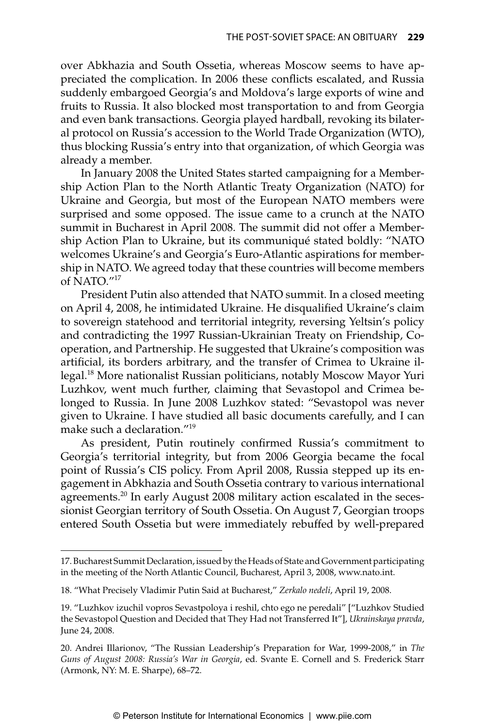over Abkhazia and South Ossetia, whereas Moscow seems to have appreciated the complication. In 2006 these conflicts escalated, and Russia suddenly embargoed Georgia's and Moldova's large exports of wine and fruits to Russia. It also blocked most transportation to and from Georgia and even bank transactions. Georgia played hardball, revoking its bilateral protocol on Russia's accession to the World Trade Organization (WTO), thus blocking Russia's entry into that organization, of which Georgia was already a member.

In January 2008 the United States started campaigning for a Membership Action Plan to the North Atlantic Treaty Organization (NATO) for Ukraine and Georgia, but most of the European NATO members were surprised and some opposed. The issue came to a crunch at the NATO summit in Bucharest in April 2008. The summit did not offer a Membership Action Plan to Ukraine, but its communiqué stated boldly: "NATO welcomes Ukraine's and Georgia's Euro-Atlantic aspirations for membership in NATO. We agreed today that these countries will become members of NATO."[17]

President Putin also attended that NATO summit. In a closed meeting on April 4, 2008, he intimidated Ukraine. He disqualified Ukraine's claim to sovereign statehood and territorial integrity, reversing Yeltsin's policy and contradicting the 1997 Russian-Ukrainian Treaty on Friendship, Cooperation, and Partnership. He suggested that Ukraine's composition was artificial, its borders arbitrary, and the transfer of Crimea to Ukraine illegal.[18] More nationalist Russian politicians, notably Moscow Mayor Yuri Luzhkov, went much further, claiming that Sevastopol and Crimea belonged to Russia. In June 2008 Luzhkov stated: "Sevastopol was never given to Ukraine. I have studied all basic documents carefully, and I can make such a declaration."[19]

As president, Putin routinely confirmed Russia's commitment to Georgia's territorial integrity, but from 2006 Georgia became the focal point of Russia's CIS policy. From April 2008, Russia stepped up its engagement in Abkhazia and South Ossetia contrary to various international agreements.[20] In early August 2008 military action escalated in the secessionist Georgian territory of South Ossetia. On August 7, Georgian troops entered South Ossetia but were immediately rebuffed by well-prepared

17. Bucharest Summit Declaration, issued by the Heads of State and Government participating in the meeting of the North Atlantic Council, Bucharest, April 3, 2008, www.nato.int.

18. "What Precisely Vladimir Putin Said at Bucharest," *Zerkalo nedeli*, April 19, 2008.

19. "Luzhkov izuchil vopros Sevastpoloya i reshil, chto ego ne peredali" ["Luzhkov Studied the Sevastopol Question and Decided that They Had not Transferred It"], *Ukrainskaya pravda*, June 24, 2008.

20. Andrei Illarionov, "The Russian Leadership's Preparation for War, 1999-2008," in *The Guns of August 2008: Russia's War in Georgia*, ed. Svante E. Cornell and S. Frederick Starr (Armonk, NY: M. E. Sharpe), 68–72.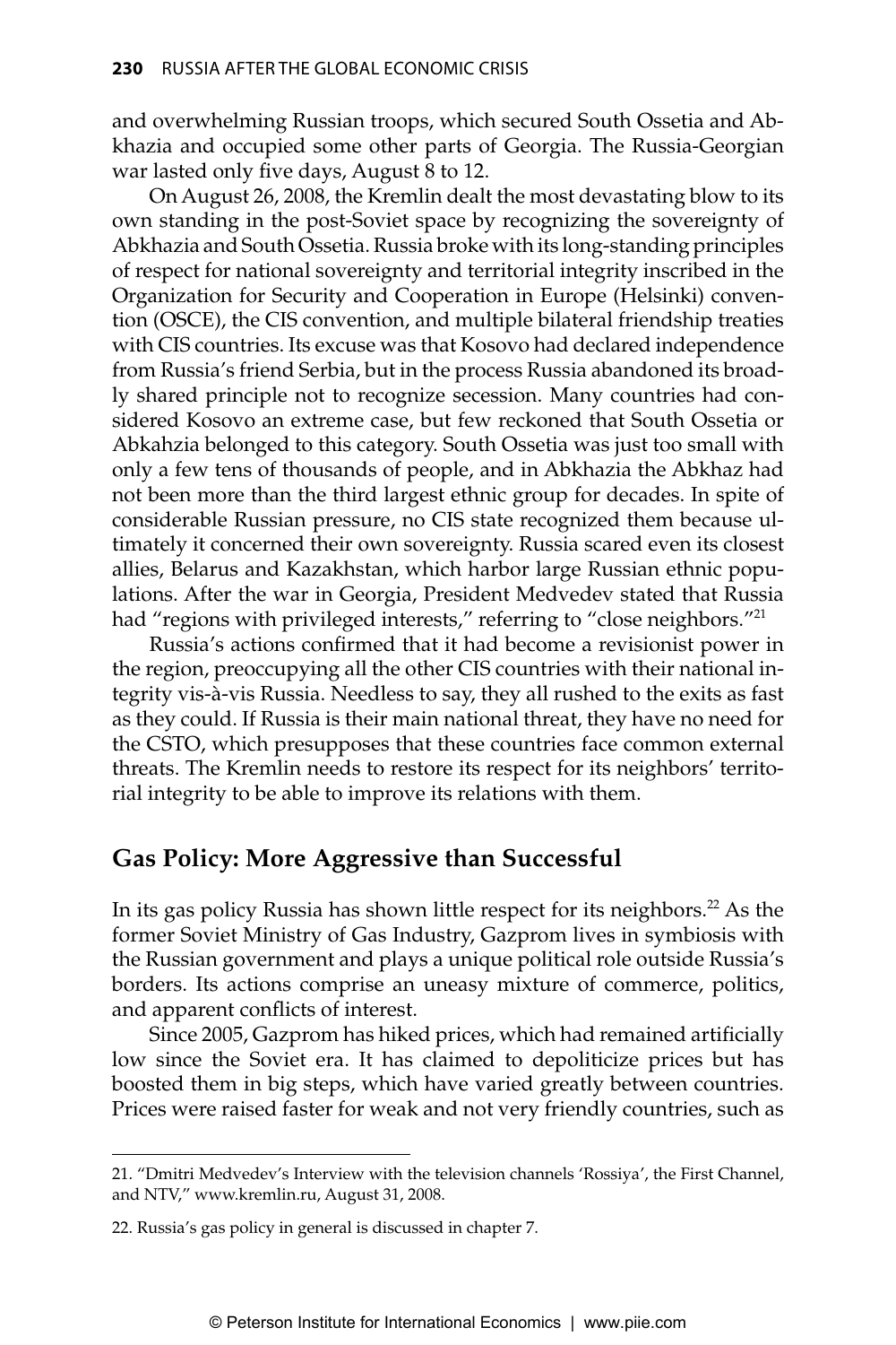and overwhelming Russian troops, which secured South Ossetia and Abkhazia and occupied some other parts of Georgia. The Russia-Georgian war lasted only five days, August 8 to 12.

On August 26, 2008, the Kremlin dealt the most devastating blow to its own standing in the post-Soviet space by recognizing the sovereignty of Abkhazia and South Ossetia. Russia broke with its long-standing principles of respect for national sovereignty and territorial integrity inscribed in the Organization for Security and Cooperation in Europe (Helsinki) convention (OSCE), the CIS convention, and multiple bilateral friendship treaties with CIS countries. Its excuse was that Kosovo had declared independence from Russia's friend Serbia, but in the process Russia abandoned its broadly shared principle not to recognize secession. Many countries had considered Kosovo an extreme case, but few reckoned that South Ossetia or Abkahzia belonged to this category. South Ossetia was just too small with only a few tens of thousands of people, and in Abkhazia the Abkhaz had not been more than the third largest ethnic group for decades. In spite of considerable Russian pressure, no CIS state recognized them because ultimately it concerned their own sovereignty. Russia scared even its closest allies, Belarus and Kazakhstan, which harbor large Russian ethnic populations. After the war in Georgia, President Medvedev stated that Russia had "regions with privileged interests," referring to "close neighbors."[21]

Russia's actions confirmed that it had become a revisionist power in the region, preoccupying all the other CIS countries with their national integrity vis-à-vis Russia. Needless to say, they all rushed to the exits as fast as they could. If Russia is their main national threat, they have no need for the CSTO, which presupposes that these countries face common external threats. The Kremlin needs to restore its respect for its neighbors' territorial integrity to be able to improve its relations with them.

## Gas Policy: More Aggressive than Successful

In its gas policy Russia has shown little respect for its neighbors.[22] As the former Soviet Ministry of Gas Industry, Gazprom lives in symbiosis with the Russian government and plays a unique political role outside Russia's borders. Its actions comprise an uneasy mixture of commerce, politics, and apparent conflicts of interest.

Since 2005, Gazprom has hiked prices, which had remained artificially low since the Soviet era. It has claimed to depoliticize prices but has boosted them in big steps, which have varied greatly between countries. Prices were raised faster for weak and not very friendly countries, such as

---

21. "Dmitri Medvedev's Interview with the television channels 'Rossiya', the First Channel, and NTV," www.kremlin.ru, August 31, 2008.

22. Russia's gas policy in general is discussed in chapter 7.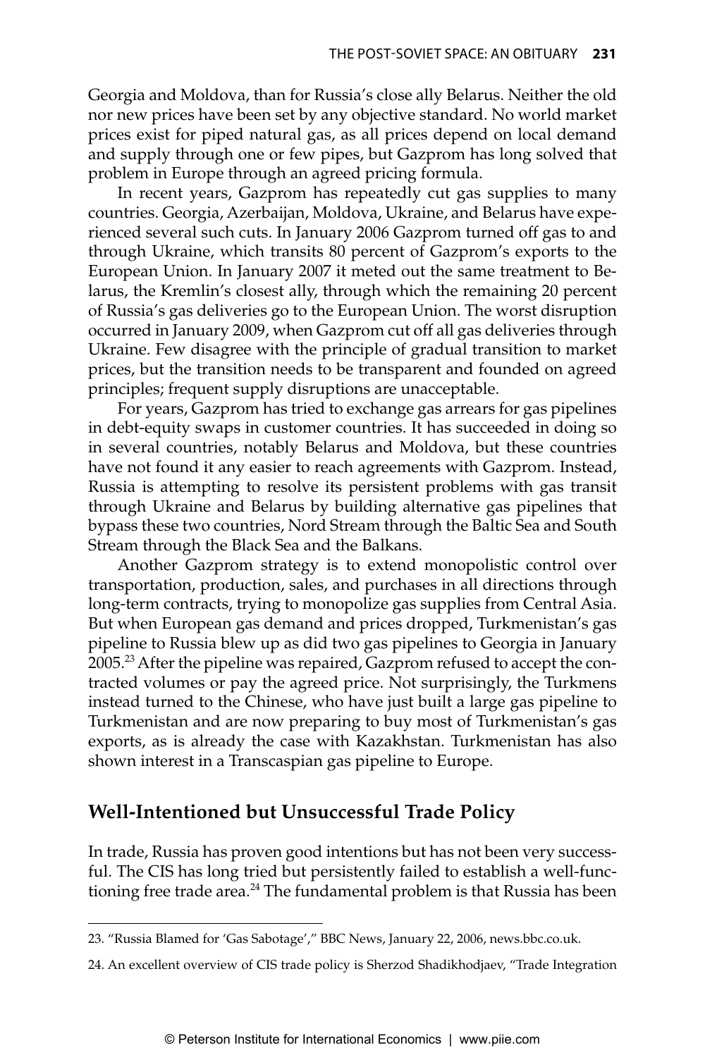Georgia and Moldova, than for Russia's close ally Belarus. Neither the old nor new prices have been set by any objective standard. No world market prices exist for piped natural gas, as all prices depend on local demand and supply through one or few pipes, but Gazprom has long solved that problem in Europe through an agreed pricing formula.

In recent years, Gazprom has repeatedly cut gas supplies to many countries. Georgia, Azerbaijan, Moldova, Ukraine, and Belarus have experienced several such cuts. In January 2006 Gazprom turned off gas to and through Ukraine, which transits 80 percent of Gazprom's exports to the European Union. In January 2007 it meted out the same treatment to Belarus, the Kremlin's closest ally, through which the remaining 20 percent of Russia's gas deliveries go to the European Union. The worst disruption occurred in January 2009, when Gazprom cut off all gas deliveries through Ukraine. Few disagree with the principle of gradual transition to market prices, but the transition needs to be transparent and founded on agreed principles; frequent supply disruptions are unacceptable.

For years, Gazprom has tried to exchange gas arrears for gas pipelines in debt-equity swaps in customer countries. It has succeeded in doing so in several countries, notably Belarus and Moldova, but these countries have not found it any easier to reach agreements with Gazprom. Instead, Russia is attempting to resolve its persistent problems with gas transit through Ukraine and Belarus by building alternative gas pipelines that bypass these two countries, Nord Stream through the Baltic Sea and South Stream through the Black Sea and the Balkans.

Another Gazprom strategy is to extend monopolistic control over transportation, production, sales, and purchases in all directions through long-term contracts, trying to monopolize gas supplies from Central Asia. But when European gas demand and prices dropped, Turkmenistan's gas pipeline to Russia blew up as did two gas pipelines to Georgia in January 2005.[23] After the pipeline was repaired, Gazprom refused to accept the contracted volumes or pay the agreed price. Not surprisingly, the Turkmens instead turned to the Chinese, who have just built a large gas pipeline to Turkmenistan and are now preparing to buy most of Turkmenistan's gas exports, as is already the case with Kazakhstan. Turkmenistan has also shown interest in a Transcaspian gas pipeline to Europe.

## Well-Intentioned but Unsuccessful Trade Policy

In trade, Russia has proven good intentions but has not been very successful. The CIS has long tried but persistently failed to establish a well-functioning free trade area.[24] The fundamental problem is that Russia has been

---

23. "Russia Blamed for 'Gas Sabotage'," BBC News, January 22, 2006, news.bbc.co.uk.

24. An excellent overview of CIS trade policy is Sherzod Shadikhodjaev, "Trade Integration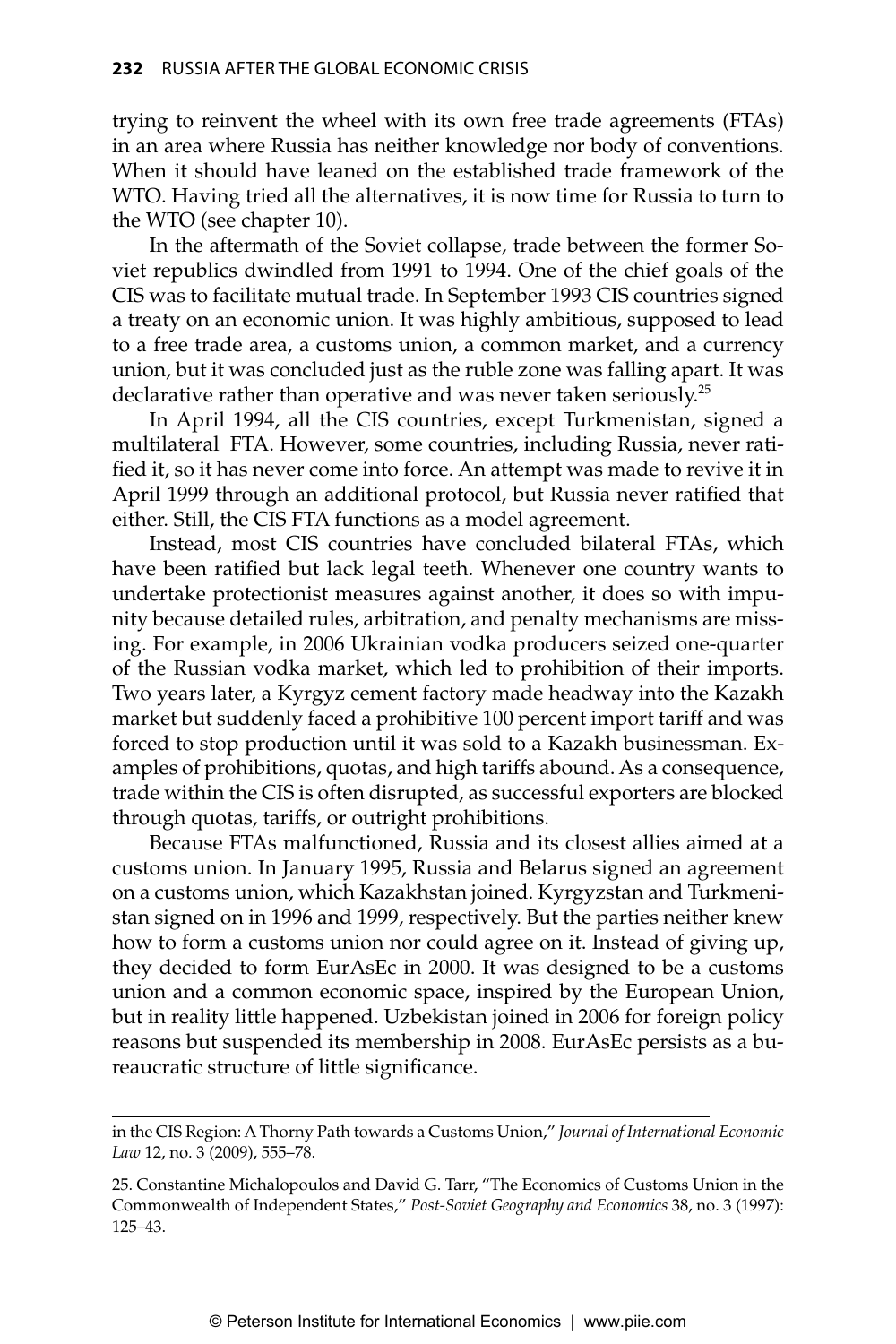trying to reinvent the wheel with its own free trade agreements (FTAs) in an area where Russia has neither knowledge nor body of conventions. When it should have leaned on the established trade framework of the WTO. Having tried all the alternatives, it is now time for Russia to turn to the WTO (see chapter 10).

In the aftermath of the Soviet collapse, trade between the former Soviet republics dwindled from 1991 to 1994. One of the chief goals of the CIS was to facilitate mutual trade. In September 1993 CIS countries signed a treaty on an economic union. It was highly ambitious, supposed to lead to a free trade area, a customs union, a common market, and a currency union, but it was concluded just as the ruble zone was falling apart. It was declarative rather than operative and was never taken seriously.[25]

In April 1994, all the CIS countries, except Turkmenistan, signed a multilateral FTA. However, some countries, including Russia, never ratified it, so it has never come into force. An attempt was made to revive it in April 1999 through an additional protocol, but Russia never ratified that either. Still, the CIS FTA functions as a model agreement.

Instead, most CIS countries have concluded bilateral FTAs, which have been ratified but lack legal teeth. Whenever one country wants to undertake protectionist measures against another, it does so with impunity because detailed rules, arbitration, and penalty mechanisms are missing. For example, in 2006 Ukrainian vodka producers seized one-quarter of the Russian vodka market, which led to prohibition of their imports. Two years later, a Kyrgyz cement factory made headway into the Kazakh market but suddenly faced a prohibitive 100 percent import tariff and was forced to stop production until it was sold to a Kazakh businessman. Examples of prohibitions, quotas, and high tariffs abound. As a consequence, trade within the CIS is often disrupted, as successful exporters are blocked through quotas, tariffs, or outright prohibitions.

Because FTAs malfunctioned, Russia and its closest allies aimed at a customs union. In January 1995, Russia and Belarus signed an agreement on a customs union, which Kazakhstan joined. Kyrgyzstan and Turkmenistan signed on in 1996 and 1999, respectively. But the parties neither knew how to form a customs union nor could agree on it. Instead of giving up, they decided to form EurAsEc in 2000. It was designed to be a customs union and a common economic space, inspired by the European Union, but in reality little happened. Uzbekistan joined in 2006 for foreign policy reasons but suspended its membership in 2008. EurAsEc persists as a bureaucratic structure of little significance.

---

in the CIS Region: A Thorny Path towards a Customs Union," *Journal of International Economic Law* 12, no. 3 (2009), 555–78.

25. Constantine Michalopoulos and David G. Tarr, "The Economics of Customs Union in the Commonwealth of Independent States," *Post-Soviet Geography and Economics* 38, no. 3 (1997): 125–43.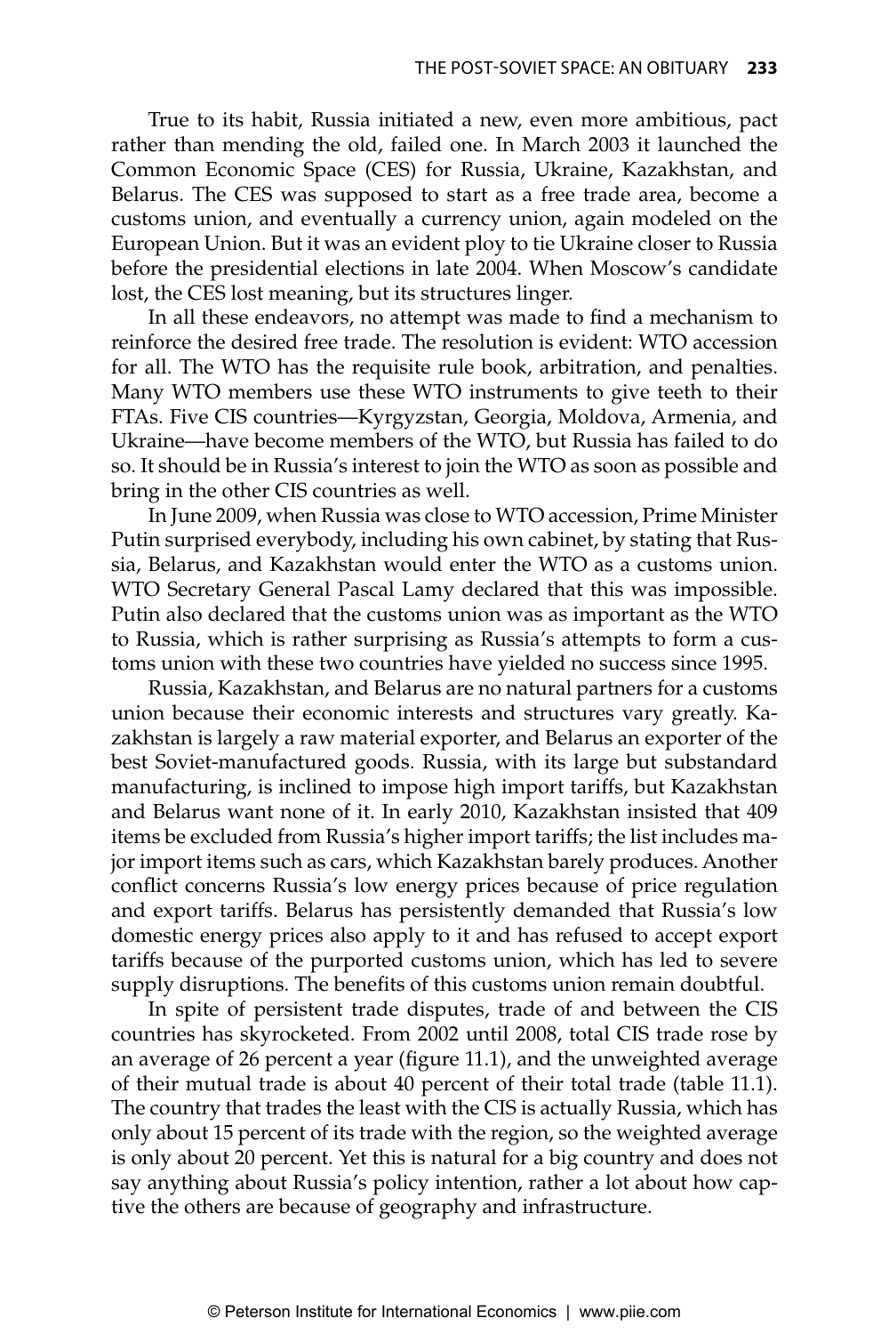True to its habit, Russia initiated a new, even more ambitious, pact rather than mending the old, failed one. In March 2003 it launched the Common Economic Space (CES) for Russia, Ukraine, Kazakhstan, and Belarus. The CES was supposed to start as a free trade area, become a customs union, and eventually a currency union, again modeled on the European Union. But it was an evident ploy to tie Ukraine closer to Russia before the presidential elections in late 2004. When Moscow's candidate lost, the CES lost meaning, but its structures linger.

In all these endeavors, no attempt was made to find a mechanism to reinforce the desired free trade. The resolution is evident: WTO accession for all. The WTO has the requisite rule book, arbitration, and penalties. Many WTO members use these WTO instruments to give teeth to their FTAs. Five CIS countries—Kyrgyzstan, Georgia, Moldova, Armenia, and Ukraine—have become members of the WTO, but Russia has failed to do so. It should be in Russia's interest to join the WTO as soon as possible and bring in the other CIS countries as well.

In June 2009, when Russia was close to WTO accession, Prime Minister Putin surprised everybody, including his own cabinet, by stating that Russia, Belarus, and Kazakhstan would enter the WTO as a customs union. WTO Secretary General Pascal Lamy declared that this was impossible. Putin also declared that the customs union was as important as the WTO to Russia, which is rather surprising as Russia's attempts to form a customs union with these two countries have yielded no success since 1995.

Russia, Kazakhstan, and Belarus are no natural partners for a customs union because their economic interests and structures vary greatly. Kazakhstan is largely a raw material exporter, and Belarus an exporter of the best Soviet-manufactured goods. Russia, with its large but substandard manufacturing, is inclined to impose high import tariffs, but Kazakhstan and Belarus want none of it. In early 2010, Kazakhstan insisted that 409 items be excluded from Russia's higher import tariffs; the list includes major import items such as cars, which Kazakhstan barely produces. Another conflict concerns Russia's low energy prices because of price regulation and export tariffs. Belarus has persistently demanded that Russia's low domestic energy prices also apply to it and has refused to accept export tariffs because of the purported customs union, which has led to severe supply disruptions. The benefits of this customs union remain doubtful.

In spite of persistent trade disputes, trade of and between the CIS countries has skyrocketed. From 2002 until 2008, total CIS trade rose by an average of 26 percent a year (figure 11.1), and the unweighted average of their mutual trade is about 40 percent of their total trade (table 11.1). The country that trades the least with the CIS is actually Russia, which has only about 15 percent of its trade with the region, so the weighted average is only about 20 percent. Yet this is natural for a big country and does not say anything about Russia's policy intention, rather a lot about how captive the others are because of geography and infrastructure.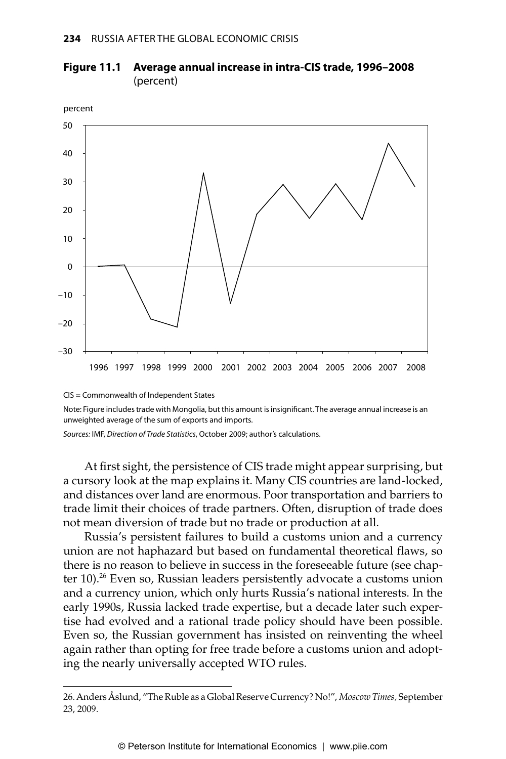**Figure 11.1 Average annual increase in intra-CIS trade, 1996–2008** (percent)

CIS = Commonwealth of Independent States

Note: Figure includes trade with Mongolia, but this amount is insignificant. The average annual increase is an unweighted average of the sum of exports and imports.

*Sources:* IMF, *Direction of Trade Statistics*, October 2009; author's calculations.

At first sight, the persistence of CIS trade might appear surprising, but a cursory look at the map explains it. Many CIS countries are land-locked, and distances over land are enormous. Poor transportation and barriers to trade limit their choices of trade partners. Often, disruption of trade does not mean diversion of trade but no trade or production at all.

Russia's persistent failures to build a customs union and a currency union are not haphazard but based on fundamental theoretical flaws, so there is no reason to believe in success in the foreseeable future (see chapter 10).[26] Even so, Russian leaders persistently advocate a customs union and a currency union, which only hurts Russia's national interests. In the early 1990s, Russia lacked trade expertise, but a decade later such expertise had evolved and a rational trade policy should have been possible. Even so, the Russian government has insisted on reinventing the wheel again rather than opting for free trade before a customs union and adopting the nearly universally accepted WTO rules.

26. Anders Åslund, "The Ruble as a Global Reserve Currency? No!", *Moscow Times,* September 23, 2009.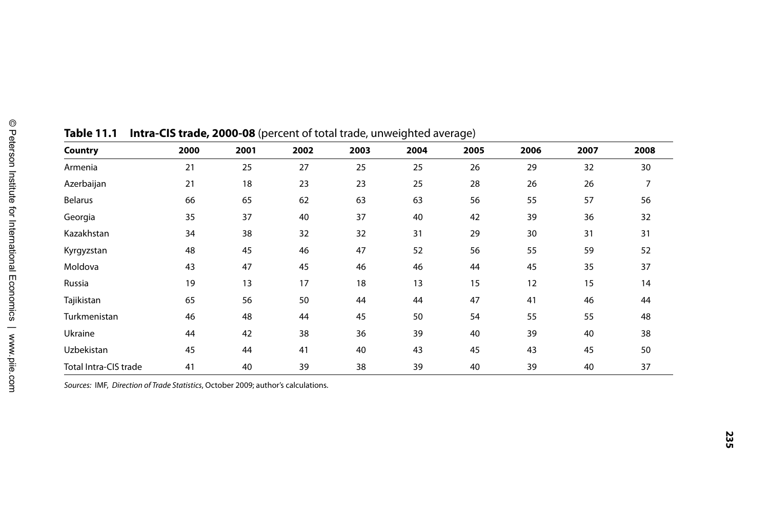**Table 11.1 Intra-CIS trade, 2000-08** (percent of total trade, unweighted average)

| Country | 2000 | 2001 | 2002 | 2003 | 2004 | 2005 | 2006 | 2007 | 2008 |
|---|---|---|---|---|---|---|---|---|---|
| Armenia | 21 | 25 | 27 | 25 | 25 | 26 | 29 | 32 | 30 |
| Azerbaijan | 21 | 18 | 23 | 23 | 25 | 28 | 26 | 26 | 7 |
| Belarus | 66 | 65 | 62 | 63 | 63 | 56 | 55 | 57 | 56 |
| Georgia | 35 | 37 | 40 | 37 | 40 | 42 | 39 | 36 | 32 |
| Kazakhstan | 34 | 38 | 32 | 32 | 31 | 29 | 30 | 31 | 31 |
| Kyrgyzstan | 48 | 45 | 46 | 47 | 52 | 56 | 55 | 59 | 52 |
| Moldova | 43 | 47 | 45 | 46 | 46 | 44 | 45 | 35 | 37 |
| Russia | 19 | 13 | 17 | 18 | 13 | 15 | 12 | 15 | 14 |
| Tajikistan | 65 | 56 | 50 | 44 | 44 | 47 | 41 | 46 | 44 |
| Turkmenistan | 46 | 48 | 44 | 45 | 50 | 54 | 55 | 55 | 48 |
| Ukraine | 44 | 42 | 38 | 36 | 39 | 40 | 39 | 40 | 38 |
| Uzbekistan | 45 | 44 | 41 | 40 | 43 | 45 | 43 | 45 | 50 |
| Total Intra-CIS trade | 41 | 40 | 39 | 38 | 39 | 40 | 39 | 40 | 37 |

*Sources:* IMF, *Direction of Trade Statistics*, October 2009; author's calculations.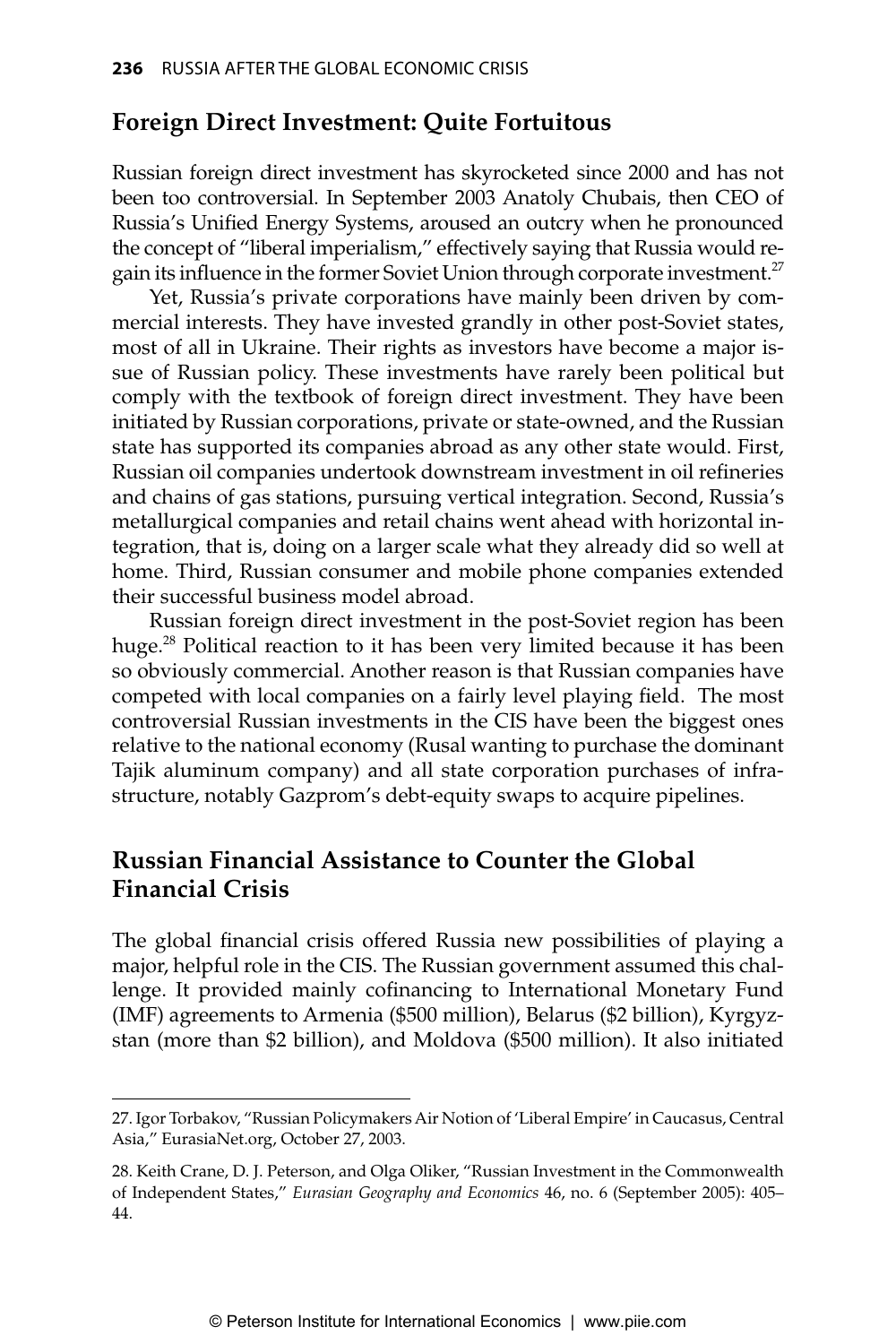## Foreign Direct Investment: Quite Fortuitous

Russian foreign direct investment has skyrocketed since 2000 and has not been too controversial. In September 2003 Anatoly Chubais, then CEO of Russia's Unified Energy Systems, aroused an outcry when he pronounced the concept of "liberal imperialism," effectively saying that Russia would regain its influence in the former Soviet Union through corporate investment.[27]

Yet, Russia's private corporations have mainly been driven by commercial interests. They have invested grandly in other post-Soviet states, most of all in Ukraine. Their rights as investors have become a major issue of Russian policy. These investments have rarely been political but comply with the textbook of foreign direct investment. They have been initiated by Russian corporations, private or state-owned, and the Russian state has supported its companies abroad as any other state would. First, Russian oil companies undertook downstream investment in oil refineries and chains of gas stations, pursuing vertical integration. Second, Russia's metallurgical companies and retail chains went ahead with horizontal integration, that is, doing on a larger scale what they already did so well at home. Third, Russian consumer and mobile phone companies extended their successful business model abroad.

Russian foreign direct investment in the post-Soviet region has been huge.[28] Political reaction to it has been very limited because it has been so obviously commercial. Another reason is that Russian companies have competed with local companies on a fairly level playing field. The most controversial Russian investments in the CIS have been the biggest ones relative to the national economy (Rusal wanting to purchase the dominant Tajik aluminum company) and all state corporation purchases of infrastructure, notably Gazprom's debt-equity swaps to acquire pipelines.

## Russian Financial Assistance to Counter the Global Financial Crisis

The global financial crisis offered Russia new possibilities of playing a major, helpful role in the CIS. The Russian government assumed this challenge. It provided mainly cofinancing to International Monetary Fund (IMF) agreements to Armenia ($500 million), Belarus ($2 billion), Kyrgyzstan (more than $2 billion), and Moldova ($500 million). It also initiated

---

27. Igor Torbakov, "Russian Policymakers Air Notion of 'Liberal Empire' in Caucasus, Central Asia," EurasiaNet.org, October 27, 2003.

28. Keith Crane, D. J. Peterson, and Olga Oliker, "Russian Investment in the Commonwealth of Independent States," *Eurasian Geography and Economics* 46, no. 6 (September 2005): 405–44.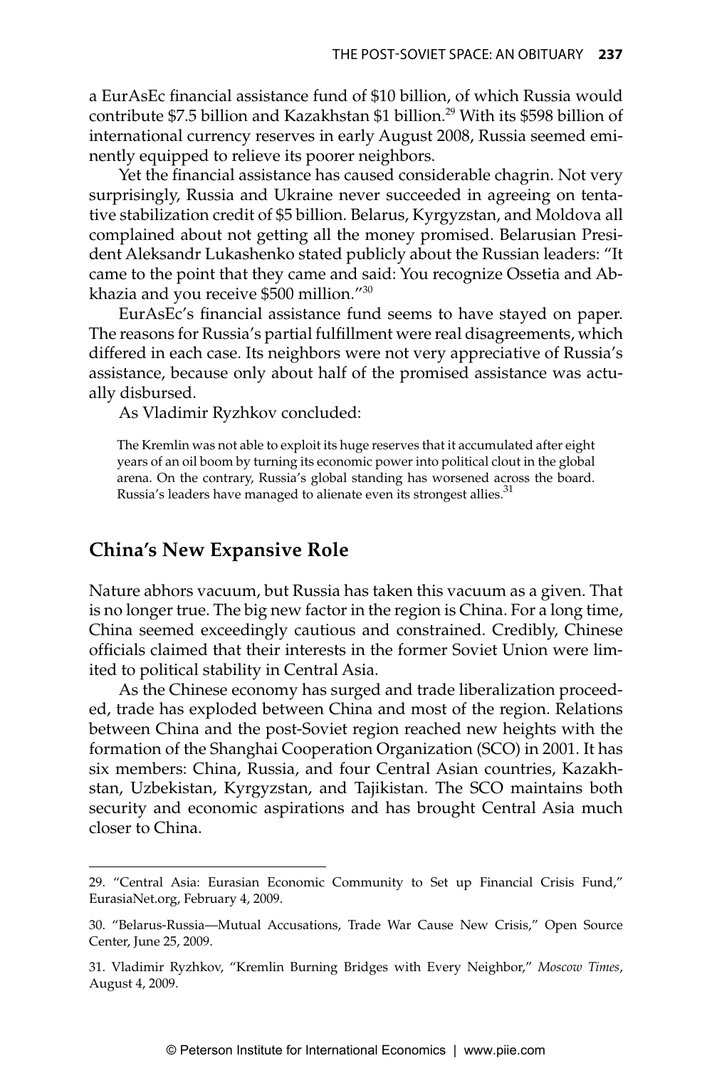a EurAsEc financial assistance fund of $10 billion, of which Russia would contribute $7.5 billion and Kazakhstan $1 billion.[29] With its $598 billion of international currency reserves in early August 2008, Russia seemed eminently equipped to relieve its poorer neighbors.

Yet the financial assistance has caused considerable chagrin. Not very surprisingly, Russia and Ukraine never succeeded in agreeing on tentative stabilization credit of $5 billion. Belarus, Kyrgyzstan, and Moldova all complained about not getting all the money promised. Belarusian President Aleksandr Lukashenko stated publicly about the Russian leaders: "It came to the point that they came and said: You recognize Ossetia and Abkhazia and you receive $500 million."[30]

EurAsEc's financial assistance fund seems to have stayed on paper. The reasons for Russia's partial fulfillment were real disagreements, which differed in each case. Its neighbors were not very appreciative of Russia's assistance, because only about half of the promised assistance was actually disbursed.

As Vladimir Ryzhkov concluded:

> The Kremlin was not able to exploit its huge reserves that it accumulated after eight years of an oil boom by turning its economic power into political clout in the global arena. On the contrary, Russia's global standing has worsened across the board. Russia's leaders have managed to alienate even its strongest allies.[31]

## China's New Expansive Role

Nature abhors vacuum, but Russia has taken this vacuum as a given. That is no longer true. The big new factor in the region is China. For a long time, China seemed exceedingly cautious and constrained. Credibly, Chinese officials claimed that their interests in the former Soviet Union were limited to political stability in Central Asia.

As the Chinese economy has surged and trade liberalization proceeded, trade has exploded between China and most of the region. Relations between China and the post-Soviet region reached new heights with the formation of the Shanghai Cooperation Organization (SCO) in 2001. It has six members: China, Russia, and four Central Asian countries, Kazakhstan, Uzbekistan, Kyrgyzstan, and Tajikistan. The SCO maintains both security and economic aspirations and has brought Central Asia much closer to China.

---

29. "Central Asia: Eurasian Economic Community to Set up Financial Crisis Fund," EurasiaNet.org, February 4, 2009.

30. "Belarus-Russia—Mutual Accusations, Trade War Cause New Crisis," Open Source Center, June 25, 2009.

31. Vladimir Ryzhkov, "Kremlin Burning Bridges with Every Neighbor," *Moscow Times*, August 4, 2009.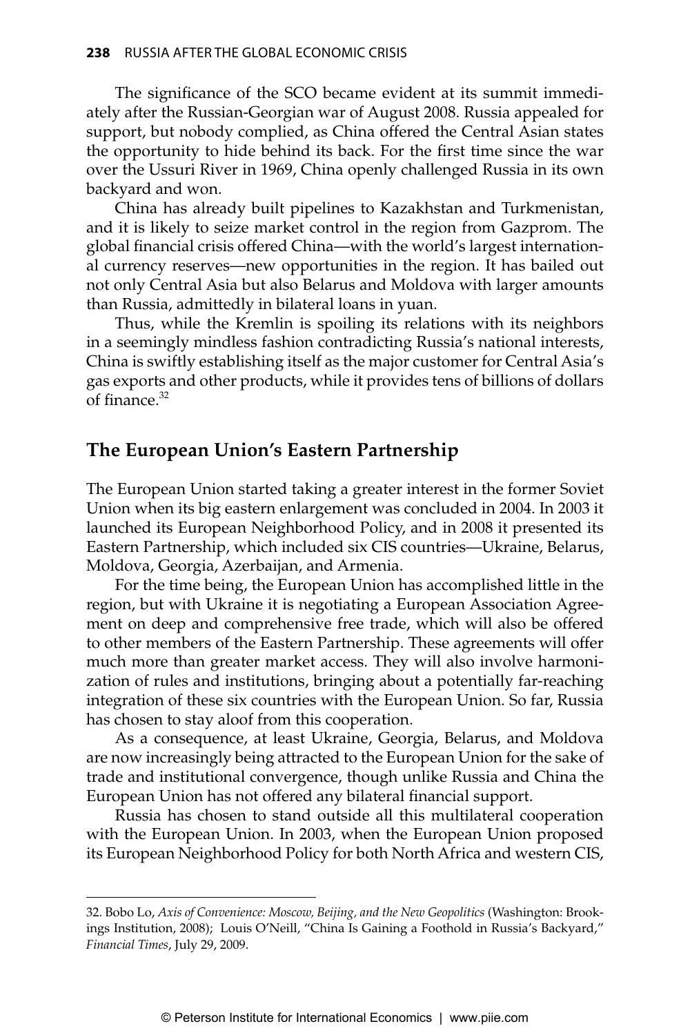The significance of the SCO became evident at its summit immediately after the Russian-Georgian war of August 2008. Russia appealed for support, but nobody complied, as China offered the Central Asian states the opportunity to hide behind its back. For the first time since the war over the Ussuri River in 1969, China openly challenged Russia in its own backyard and won.

China has already built pipelines to Kazakhstan and Turkmenistan, and it is likely to seize market control in the region from Gazprom. The global financial crisis offered China—with the world's largest international currency reserves—new opportunities in the region. It has bailed out not only Central Asia but also Belarus and Moldova with larger amounts than Russia, admittedly in bilateral loans in yuan.

Thus, while the Kremlin is spoiling its relations with its neighbors in a seemingly mindless fashion contradicting Russia's national interests, China is swiftly establishing itself as the major customer for Central Asia's gas exports and other products, while it provides tens of billions of dollars of finance.[32]

## The European Union's Eastern Partnership

The European Union started taking a greater interest in the former Soviet Union when its big eastern enlargement was concluded in 2004. In 2003 it launched its European Neighborhood Policy, and in 2008 it presented its Eastern Partnership, which included six CIS countries—Ukraine, Belarus, Moldova, Georgia, Azerbaijan, and Armenia.

For the time being, the European Union has accomplished little in the region, but with Ukraine it is negotiating a European Association Agreement on deep and comprehensive free trade, which will also be offered to other members of the Eastern Partnership. These agreements will offer much more than greater market access. They will also involve harmonization of rules and institutions, bringing about a potentially far-reaching integration of these six countries with the European Union. So far, Russia has chosen to stay aloof from this cooperation.

As a consequence, at least Ukraine, Georgia, Belarus, and Moldova are now increasingly being attracted to the European Union for the sake of trade and institutional convergence, though unlike Russia and China the European Union has not offered any bilateral financial support.

Russia has chosen to stand outside all this multilateral cooperation with the European Union. In 2003, when the European Union proposed its European Neighborhood Policy for both North Africa and western CIS,

---

32. Bobo Lo, *Axis of Convenience: Moscow, Beijing, and the New Geopolitics* (Washington: Brookings Institution, 2008); Louis O'Neill, "China Is Gaining a Foothold in Russia's Backyard," *Financial Times*, July 29, 2009.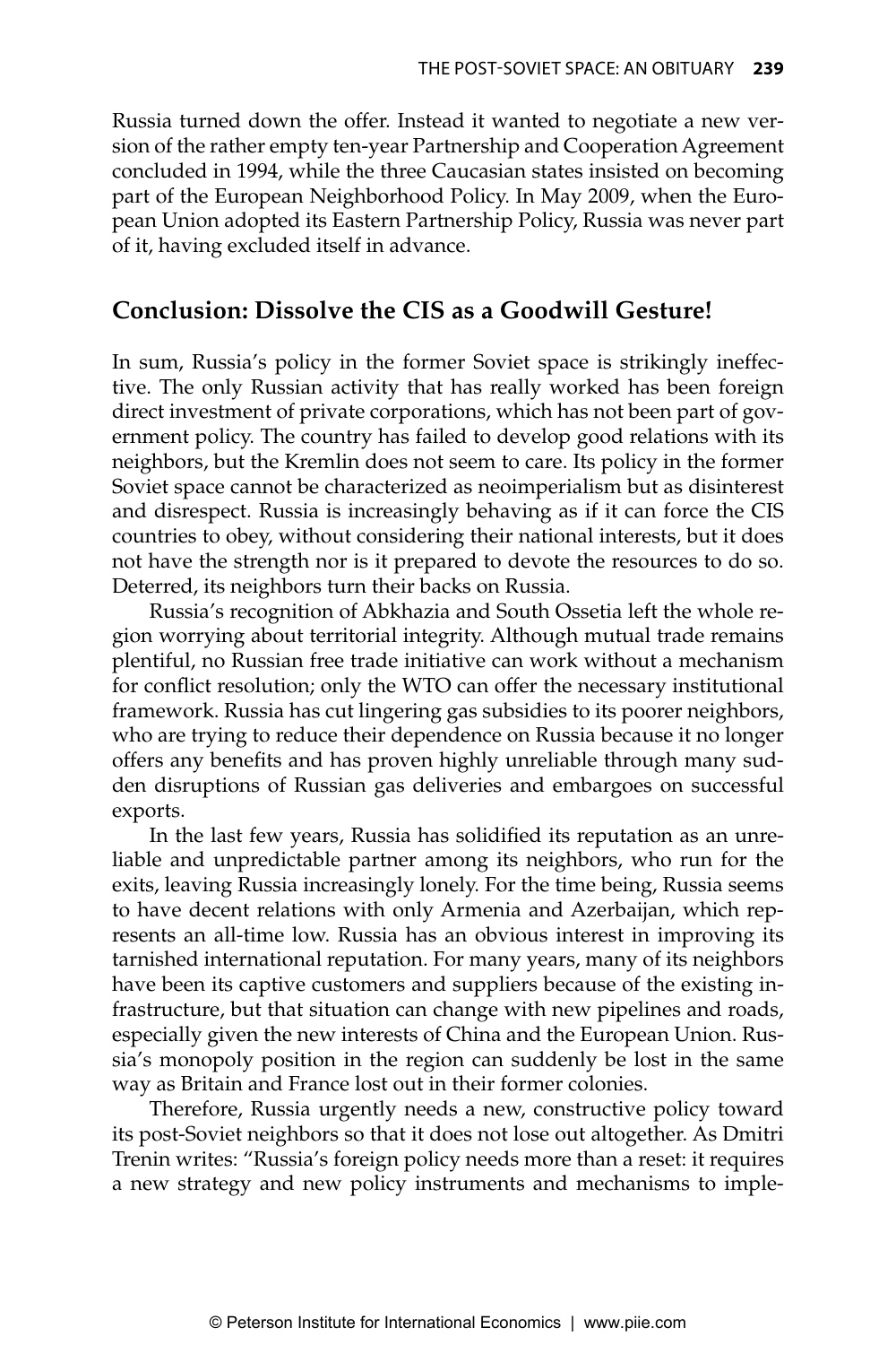Russia turned down the offer. Instead it wanted to negotiate a new version of the rather empty ten-year Partnership and Cooperation Agreement concluded in 1994, while the three Caucasian states insisted on becoming part of the European Neighborhood Policy. In May 2009, when the European Union adopted its Eastern Partnership Policy, Russia was never part of it, having excluded itself in advance.

## Conclusion: Dissolve the CIS as a Goodwill Gesture!

In sum, Russia's policy in the former Soviet space is strikingly ineffective. The only Russian activity that has really worked has been foreign direct investment of private corporations, which has not been part of government policy. The country has failed to develop good relations with its neighbors, but the Kremlin does not seem to care. Its policy in the former Soviet space cannot be characterized as neoimperialism but as disinterest and disrespect. Russia is increasingly behaving as if it can force the CIS countries to obey, without considering their national interests, but it does not have the strength nor is it prepared to devote the resources to do so. Deterred, its neighbors turn their backs on Russia.

Russia's recognition of Abkhazia and South Ossetia left the whole region worrying about territorial integrity. Although mutual trade remains plentiful, no Russian free trade initiative can work without a mechanism for conflict resolution; only the WTO can offer the necessary institutional framework. Russia has cut lingering gas subsidies to its poorer neighbors, who are trying to reduce their dependence on Russia because it no longer offers any benefits and has proven highly unreliable through many sudden disruptions of Russian gas deliveries and embargoes on successful exports.

In the last few years, Russia has solidified its reputation as an unreliable and unpredictable partner among its neighbors, who run for the exits, leaving Russia increasingly lonely. For the time being, Russia seems to have decent relations with only Armenia and Azerbaijan, which represents an all-time low. Russia has an obvious interest in improving its tarnished international reputation. For many years, many of its neighbors have been its captive customers and suppliers because of the existing infrastructure, but that situation can change with new pipelines and roads, especially given the new interests of China and the European Union. Russia's monopoly position in the region can suddenly be lost in the same way as Britain and France lost out in their former colonies.

Therefore, Russia urgently needs a new, constructive policy toward its post-Soviet neighbors so that it does not lose out altogether. As Dmitri Trenin writes: "Russia's foreign policy needs more than a reset: it requires a new strategy and new policy instruments and mechanisms to imple-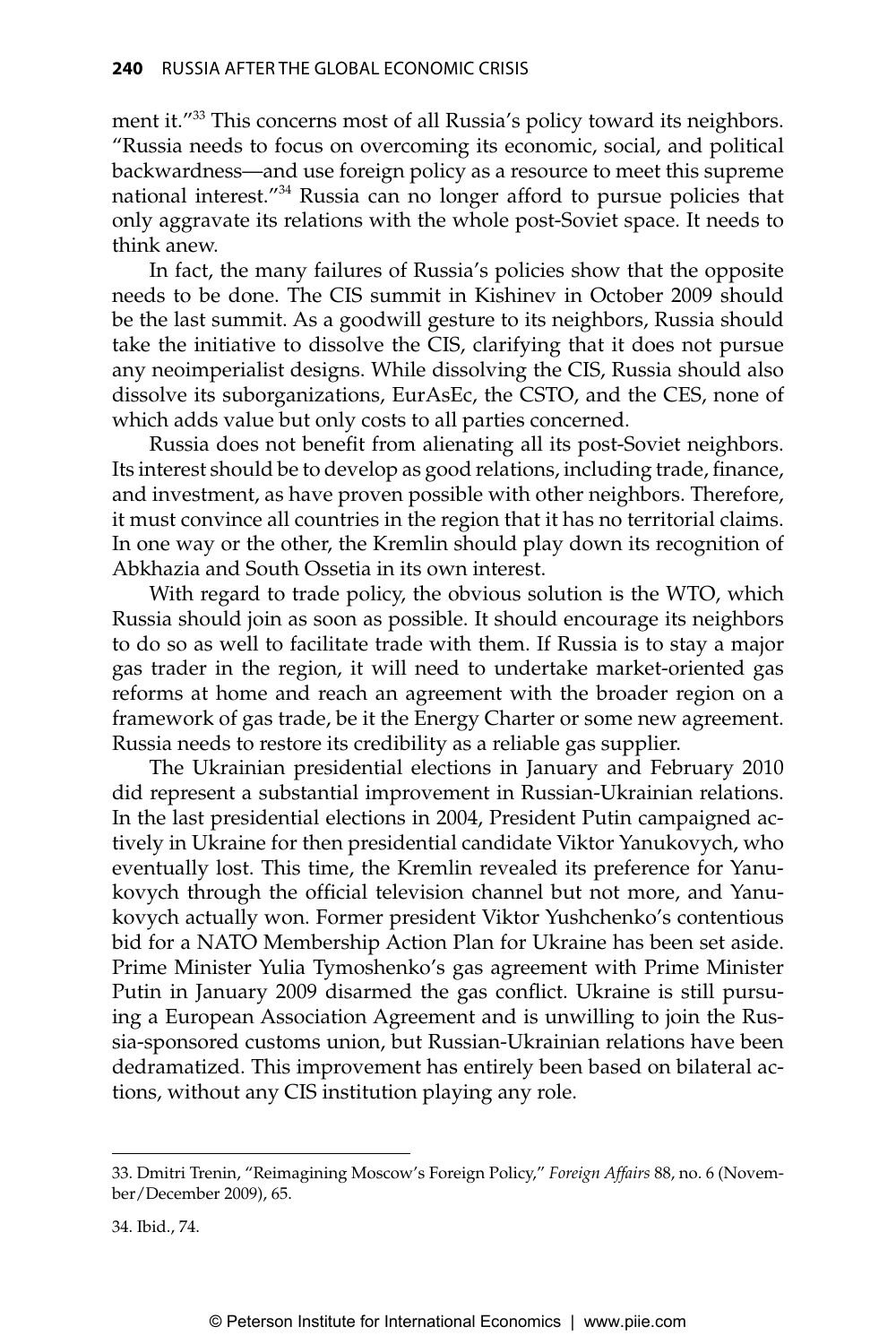ment it."[33] This concerns most of all Russia's policy toward its neighbors. "Russia needs to focus on overcoming its economic, social, and political backwardness—and use foreign policy as a resource to meet this supreme national interest."[34] Russia can no longer afford to pursue policies that only aggravate its relations with the whole post-Soviet space. It needs to think anew.

In fact, the many failures of Russia's policies show that the opposite needs to be done. The CIS summit in Kishinev in October 2009 should be the last summit. As a goodwill gesture to its neighbors, Russia should take the initiative to dissolve the CIS, clarifying that it does not pursue any neoimperialist designs. While dissolving the CIS, Russia should also dissolve its suborganizations, EurAsEc, the CSTO, and the CES, none of which adds value but only costs to all parties concerned.

Russia does not benefit from alienating all its post-Soviet neighbors. Its interest should be to develop as good relations, including trade, finance, and investment, as have proven possible with other neighbors. Therefore, it must convince all countries in the region that it has no territorial claims. In one way or the other, the Kremlin should play down its recognition of Abkhazia and South Ossetia in its own interest.

With regard to trade policy, the obvious solution is the WTO, which Russia should join as soon as possible. It should encourage its neighbors to do so as well to facilitate trade with them. If Russia is to stay a major gas trader in the region, it will need to undertake market-oriented gas reforms at home and reach an agreement with the broader region on a framework of gas trade, be it the Energy Charter or some new agreement. Russia needs to restore its credibility as a reliable gas supplier.

The Ukrainian presidential elections in January and February 2010 did represent a substantial improvement in Russian-Ukrainian relations. In the last presidential elections in 2004, President Putin campaigned actively in Ukraine for then presidential candidate Viktor Yanukovych, who eventually lost. This time, the Kremlin revealed its preference for Yanukovych through the official television channel but not more, and Yanukovych actually won. Former president Viktor Yushchenko's contentious bid for a NATO Membership Action Plan for Ukraine has been set aside. Prime Minister Yulia Tymoshenko's gas agreement with Prime Minister Putin in January 2009 disarmed the gas conflict. Ukraine is still pursuing a European Association Agreement and is unwilling to join the Russia-sponsored customs union, but Russian-Ukrainian relations have been dedramatized. This improvement has entirely been based on bilateral actions, without any CIS institution playing any role.

---

33. Dmitri Trenin, "Reimagining Moscow's Foreign Policy," *Foreign Affairs* 88, no. 6 (November/December 2009), 65.

34. Ibid., 74.